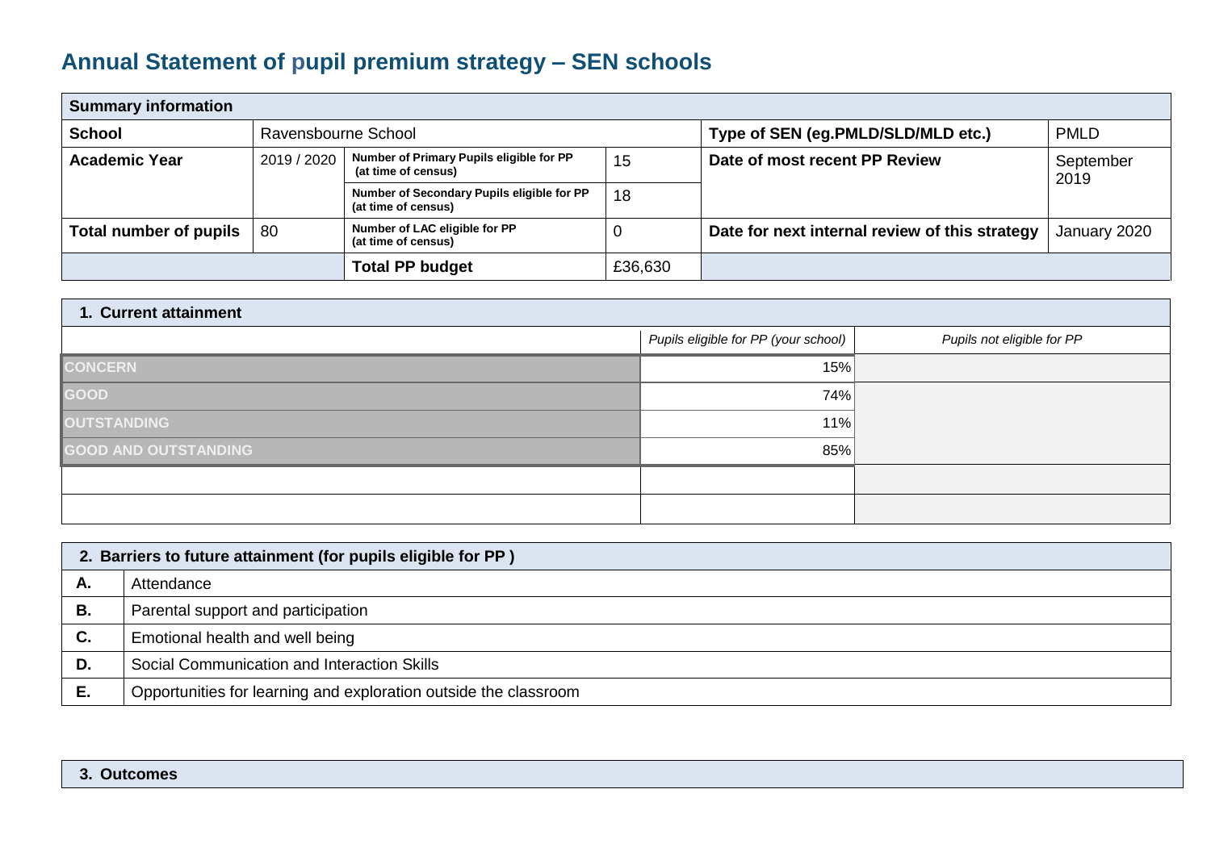# Annual Statement of pupil premium strategy – SEN schools

| Summary information | | | | | |
|---|---|---|---|---|---|
| **School** | Ravensbourne School | | | **Type of SEN (eg.PMLD/SLD/MLD etc.)** | PMLD |
| **Academic Year** | 2019 / 2020 | **Number of Primary Pupils eligible for PP (at time of census)** | 15 | **Date of most recent PP Review** | September 2019 |
| | | **Number of Secondary Pupils eligible for PP (at time of census)** | 18 | | |
| **Total number of pupils** | 80 | **Number of LAC eligible for PP (at time of census)** | 0 | **Date for next internal review of this strategy** | January 2020 |
| | | **Total PP budget** | £36,630 | | |

| 1. Current attainment | | |
|---|---|---|
| | *Pupils eligible for PP (your school)* | *Pupils not eligible for PP* |
| CONCERN | 15% | |
| GOOD | 74% | |
| OUTSTANDING | 11% | |
| GOOD AND OUTSTANDING | 85% | |
| | | |
| | | |

| 2. Barriers to future attainment (for pupils eligible for PP ) | |
|---|---|
| **A.** | Attendance |
| **B.** | Parental support and participation |
| **C.** | Emotional health and well being |
| **D.** | Social Communication and Interaction Skills |
| **E.** | Opportunities for learning and exploration outside the classroom |

| 3. Outcomes |
|---|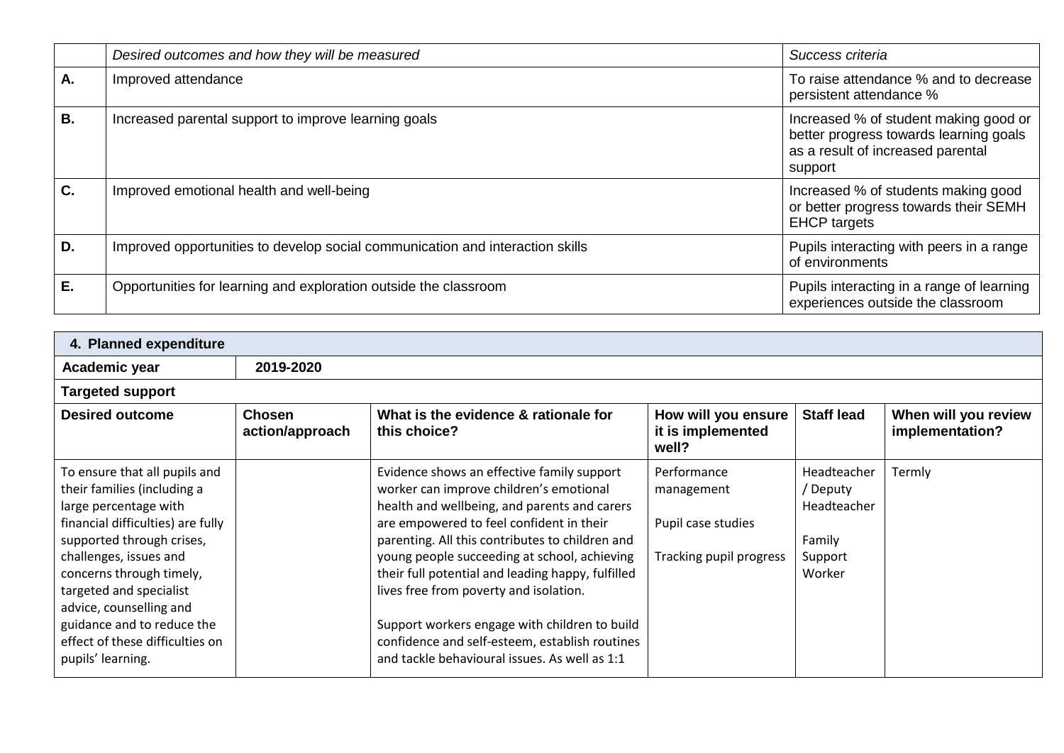| | *Desired outcomes and how they will be measured* | *Success criteria* |
|---|---|---|
| **A.** | Improved attendance | To raise attendance % and to decrease persistent attendance % |
| **B.** | Increased parental support to improve learning goals | Increased % of student making good or better progress towards learning goals as a result of increased parental support |
| **C.** | Improved emotional health and well-being | Increased % of students making good or better progress towards their SEMH EHCP targets |
| **D.** | Improved opportunities to develop social communication and interaction skills | Pupils interacting with peers in a range of environments |
| **E.** | Opportunities for learning and exploration outside the classroom | Pupils interacting in a range of learning experiences outside the classroom |

| **4. Planned expenditure** | | | | | |
|---|---|---|---|---|---|
| **Academic year** | **2019-2020** | | | | |
| **Targeted support** | | | | | |
| **Desired outcome** | **Chosen action/approach** | **What is the evidence & rationale for this choice?** | **How will you ensure it is implemented well?** | **Staff lead** | **When will you review implementation?** |
| To ensure that all pupils and their families (including a large percentage with financial difficulties) are fully supported through crises, challenges, issues and concerns through timely, targeted and specialist advice, counselling and guidance and to reduce the effect of these difficulties on pupils' learning. | | Evidence shows an effective family support worker can improve children's emotional health and wellbeing, and parents and carers are empowered to feel confident in their parenting. All this contributes to children and young people succeeding at school, achieving their full potential and leading happy, fulfilled lives free from poverty and isolation.<br><br>Support workers engage with children to build confidence and self-esteem, establish routines and tackle behavioural issues. As well as 1:1 | Performance management<br><br>Pupil case studies<br><br>Tracking pupil progress | Headteacher / Deputy Headteacher<br><br>Family Support Worker | Termly |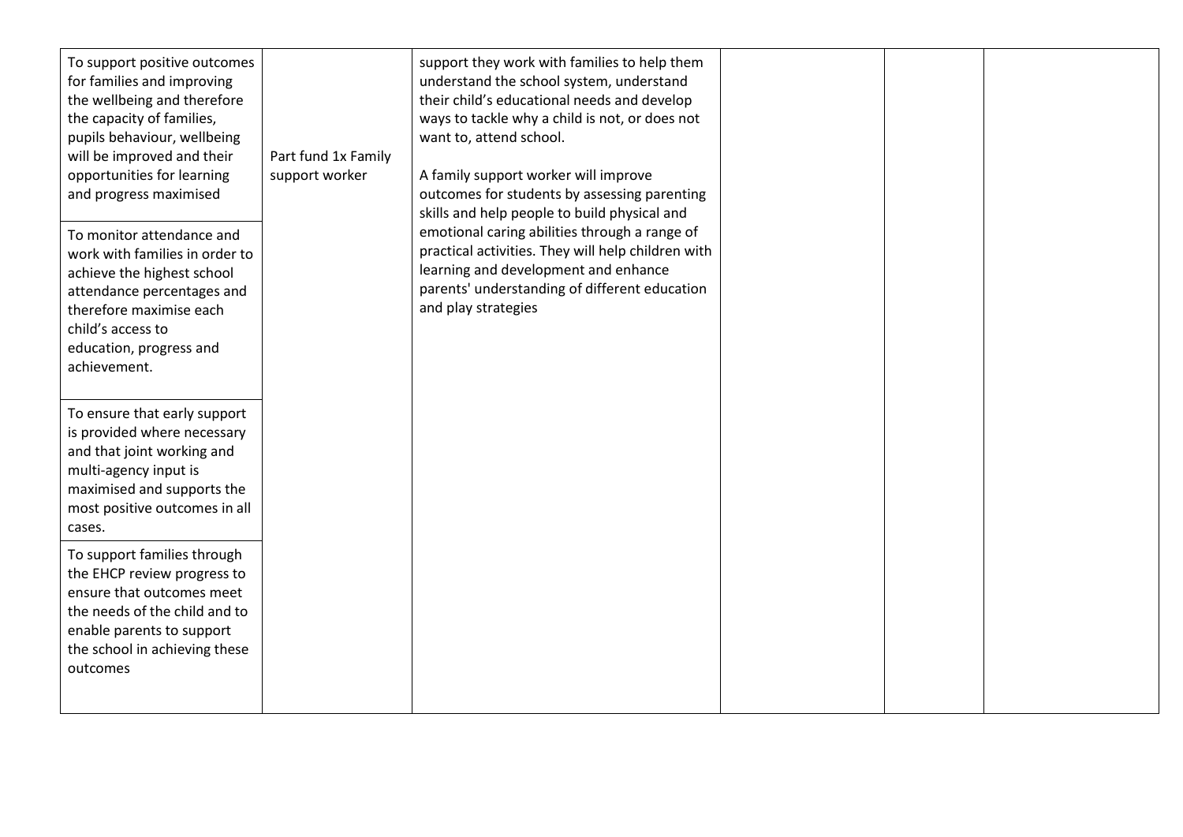| | | | | | |
|---|---|---|---|---|---|
| To support positive outcomes for families and improving the wellbeing and therefore the capacity of families, pupils behaviour, wellbeing will be improved and their opportunities for learning and progress maximised | Part fund 1x Family support worker | support they work with families to help them understand the school system, understand their child's educational needs and develop ways to tackle why a child is not, or does not want to, attend school.<br><br>A family support worker will improve outcomes for students by assessing parenting skills and help people to build physical and emotional caring abilities through a range of practical activities. They will help children with learning and development and enhance parents' understanding of different education and play strategies | | | |
| To monitor attendance and work with families in order to achieve the highest school attendance percentages and therefore maximise each child's access to education, progress and achievement. | | | | | |
| To ensure that early support is provided where necessary and that joint working and multi-agency input is maximised and supports the most positive outcomes in all cases. | | | | | |
| To support families through the EHCP review progress to ensure that outcomes meet the needs of the child and to enable parents to support the school in achieving these outcomes | | | | | |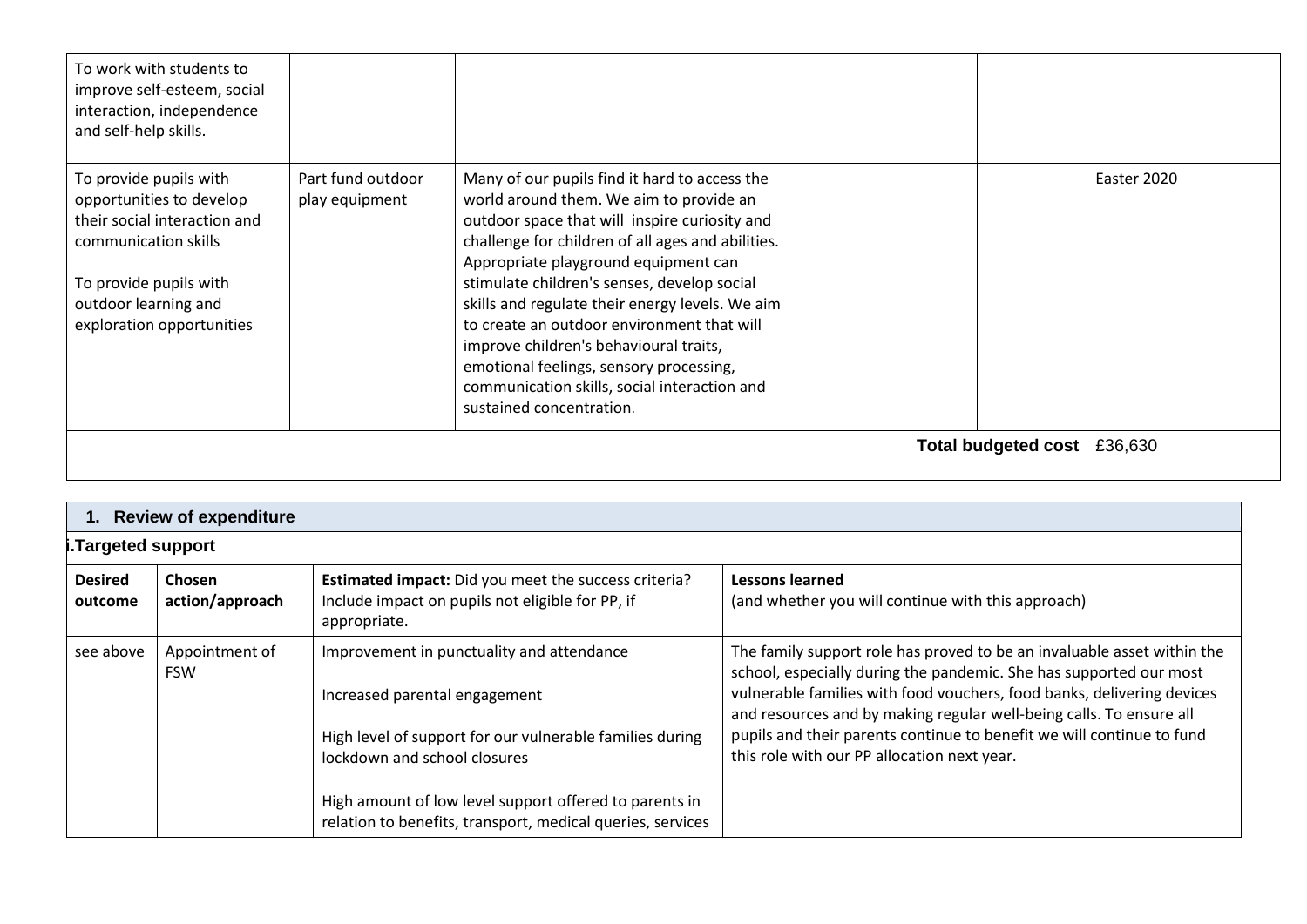| | | | | | |
|---|---|---|---|---|---|
| To work with students to improve self-esteem, social interaction, independence and self-help skills. | | | | | |
| To provide pupils with opportunities to develop their social interaction and communication skills<br><br>To provide pupils with outdoor learning and exploration opportunities | Part fund outdoor play equipment | Many of our pupils find it hard to access the world around them. We aim to provide an outdoor space that will inspire curiosity and challenge for children of all ages and abilities. Appropriate playground equipment can stimulate children's senses, develop social skills and regulate their energy levels. We aim to create an outdoor environment that will improve children's behavioural traits, emotional feelings, sensory processing, communication skills, social interaction and sustained concentration. | | | Easter 2020 |
| | | | | **Total budgeted cost** | £36,630 |

| **1. Review of expenditure** | | | |
|---|---|---|---|
| **i.Targeted support** | | | |
| **Desired outcome** | **Chosen action/approach** | **Estimated impact:** Did you meet the success criteria? Include impact on pupils not eligible for PP, if appropriate. | **Lessons learned** (and whether you will continue with this approach) |
| see above | Appointment of FSW | Improvement in punctuality and attendance<br><br>Increased parental engagement<br><br>High level of support for our vulnerable families during lockdown and school closures<br><br>High amount of low level support offered to parents in relation to benefits, transport, medical queries, services | The family support role has proved to be an invaluable asset within the school, especially during the pandemic. She has supported our most vulnerable families with food vouchers, food banks, delivering devices and resources and by making regular well-being calls. To ensure all pupils and their parents continue to benefit we will continue to fund this role with our PP allocation next year. |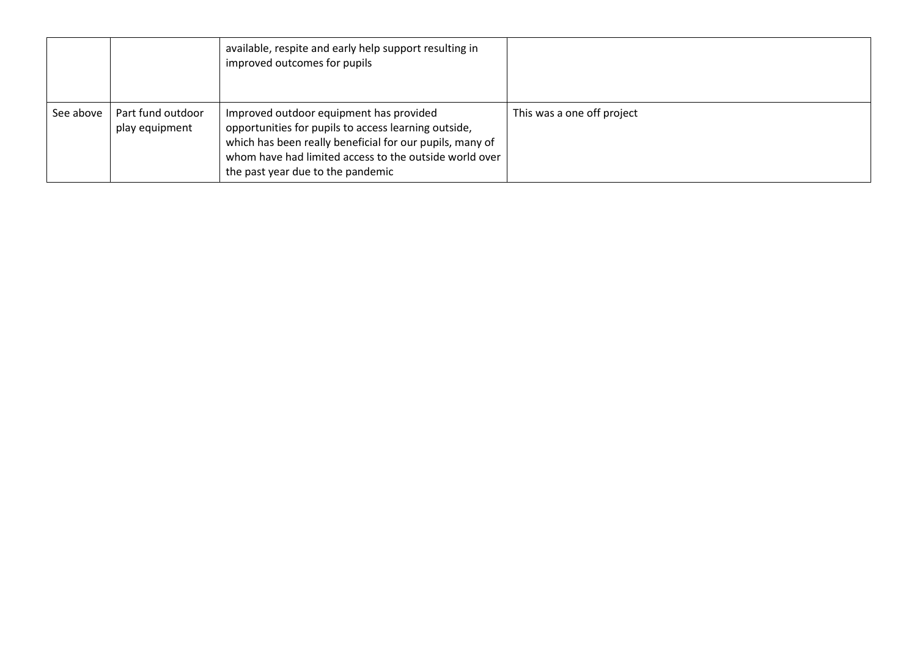| | | | |
|---|---|---|---|
| | | available, respite and early help support resulting in improved outcomes for pupils | |
| See above | Part fund outdoor play equipment | Improved outdoor equipment has provided opportunities for pupils to access learning outside, which has been really beneficial for our pupils, many of whom have had limited access to the outside world over the past year due to the pandemic | This was a one off project |